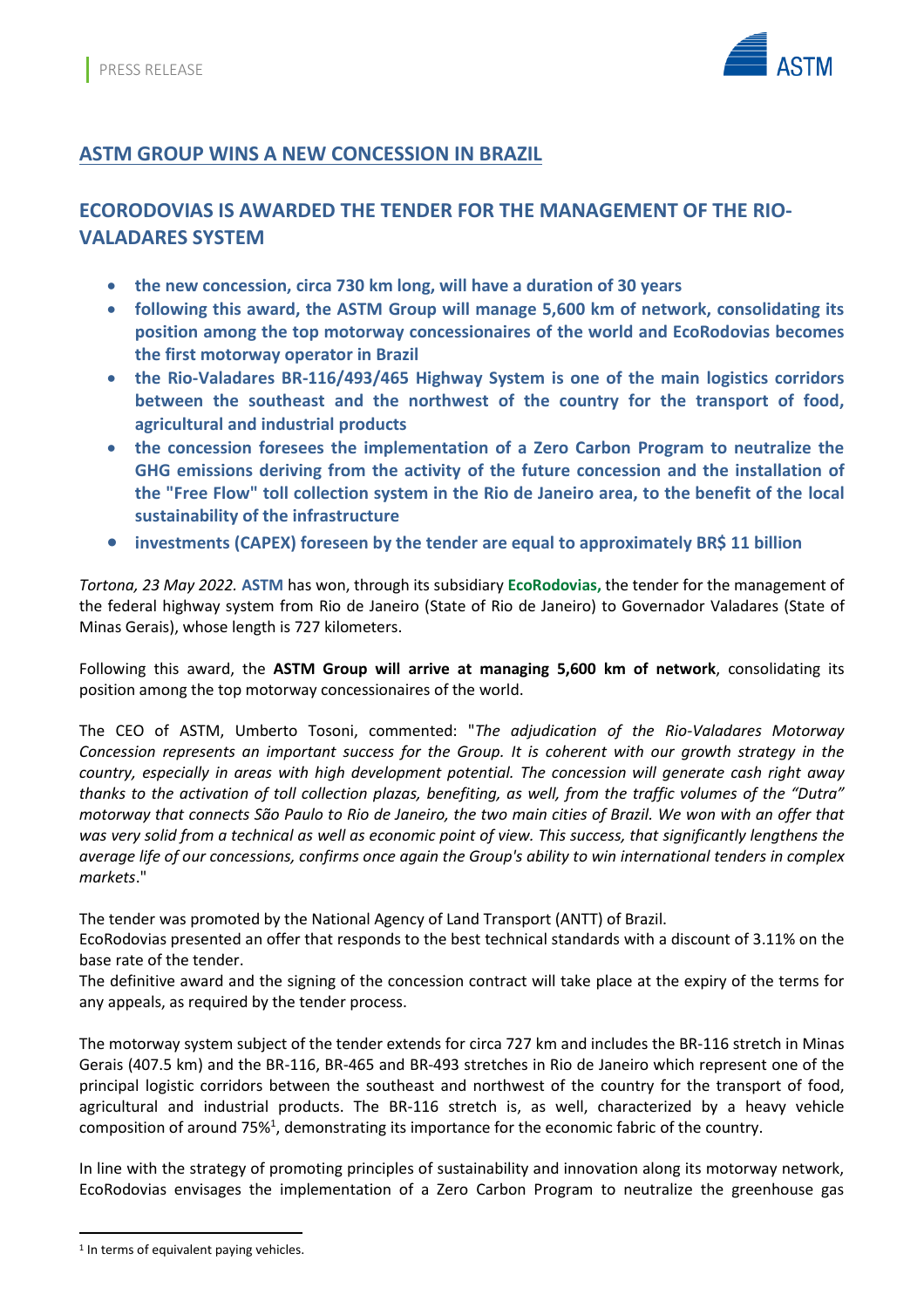PRESS RELEASE

# ASTM GROUP WINS A NEW CONCESSION IN BRAZIL

## ECORODOVIAS IS AWARDED THE TENDER FOR THE MANAGEMENT OF THE RIO-VALADARES SYSTEM

- **the new concession, circa 730 km long, will have a duration of 30 years**
- **following this award, the ASTM Group will manage 5,600 km of network, consolidating its position among the top motorway concessionaires of the world and EcoRodovias becomes the first motorway operator in Brazil**
- **the Rio-Valadares BR-116/493/465 Highway System is one of the main logistics corridors between the southeast and the northwest of the country for the transport of food, agricultural and industrial products**
- **the concession foresees the implementation of a Zero Carbon Program to neutralize the GHG emissions deriving from the activity of the future concession and the installation of the "Free Flow" toll collection system in the Rio de Janeiro area, to the benefit of the local sustainability of the infrastructure**
- **investments (CAPEX) foreseen by the tender are equal to approximately BR$ 11 billion**

*Tortona, 23 May 2022.* **ASTM** has won, through its subsidiary **EcoRodovias,** the tender for the management of the federal highway system from Rio de Janeiro (State of Rio de Janeiro) to Governador Valadares (State of Minas Gerais), whose length is 727 kilometers.

Following this award, the **ASTM Group will arrive at managing 5,600 km of network**, consolidating its position among the top motorway concessionaires of the world.

The CEO of ASTM, Umberto Tosoni, commented: "*The adjudication of the Rio-Valadares Motorway Concession represents an important success for the Group. It is coherent with our growth strategy in the country, especially in areas with high development potential. The concession will generate cash right away thanks to the activation of toll collection plazas, benefiting, as well, from the traffic volumes of the "Dutra" motorway that connects São Paulo to Rio de Janeiro, the two main cities of Brazil. We won with an offer that was very solid from a technical as well as economic point of view. This success, that significantly lengthens the average life of our concessions, confirms once again the Group's ability to win international tenders in complex markets*."

The tender was promoted by the National Agency of Land Transport (ANTT) of Brazil.
EcoRodovias presented an offer that responds to the best technical standards with a discount of 3.11% on the base rate of the tender.
The definitive award and the signing of the concession contract will take place at the expiry of the terms for any appeals, as required by the tender process.

The motorway system subject of the tender extends for circa 727 km and includes the BR-116 stretch in Minas Gerais (407.5 km) and the BR-116, BR-465 and BR-493 stretches in Rio de Janeiro which represent one of the principal logistic corridors between the southeast and northwest of the country for the transport of food, agricultural and industrial products. The BR-116 stretch is, as well, characterized by a heavy vehicle composition of around 75%[1], demonstrating its importance for the economic fabric of the country.

In line with the strategy of promoting principles of sustainability and innovation along its motorway network, EcoRodovias envisages the implementation of a Zero Carbon Program to neutralize the greenhouse gas

[1] In terms of equivalent paying vehicles.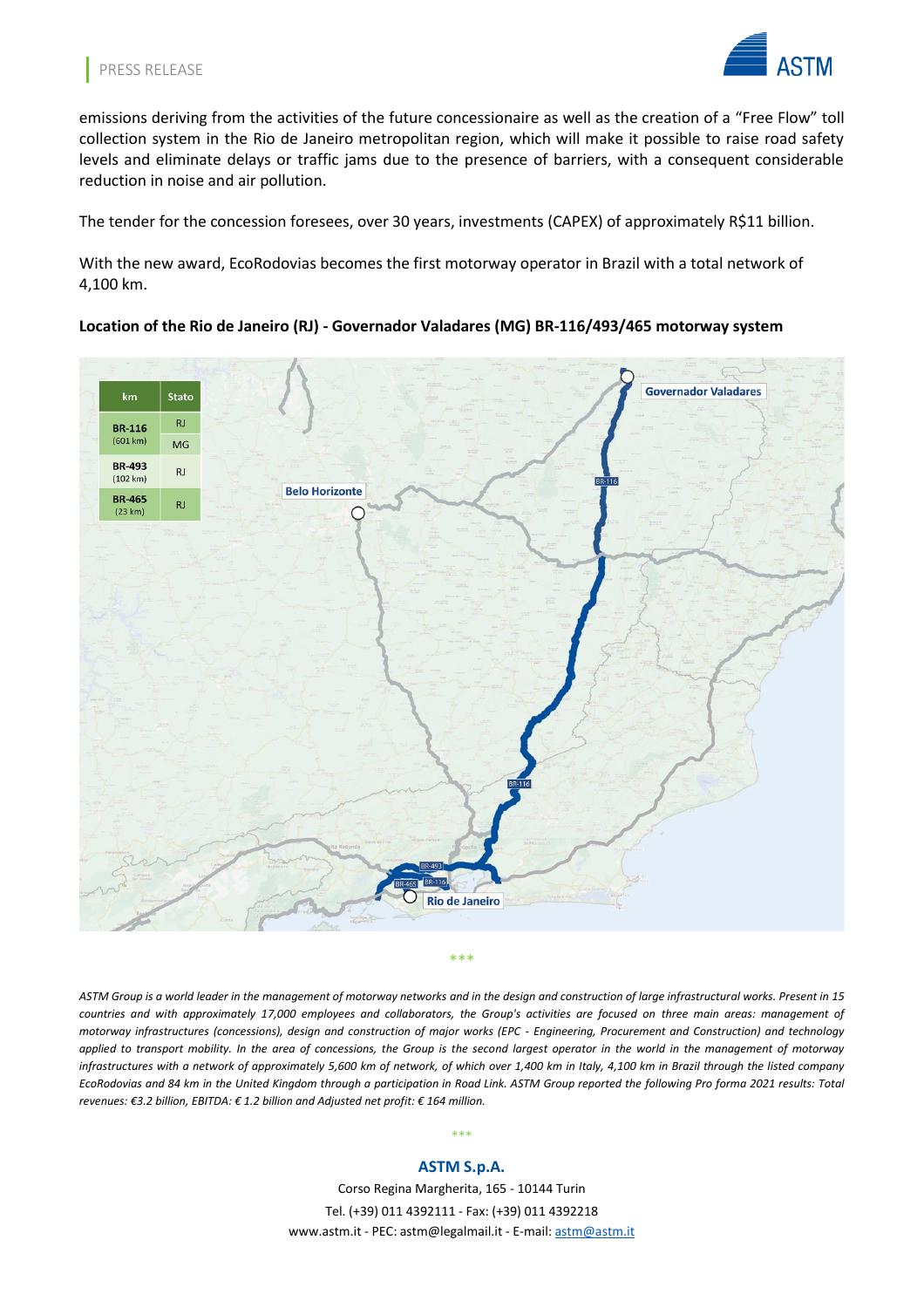emissions deriving from the activities of the future concessionaire as well as the creation of a "Free Flow" toll collection system in the Rio de Janeiro metropolitan region, which will make it possible to raise road safety levels and eliminate delays or traffic jams due to the presence of barriers, with a consequent considerable reduction in noise and air pollution.

The tender for the concession foresees, over 30 years, investments (CAPEX) of approximately R$11 billion.

With the new award, EcoRodovias becomes the first motorway operator in Brazil with a total network of 4,100 km.

**Location of the Rio de Janeiro (RJ) - Governador Valadares (MG) BR-116/493/465 motorway system**

| km | Stato |
|---|---|
| **BR-116** (601 km) | RJ |
| | MG |
| **BR-493** (102 km) | RJ |
| **BR-465** (23 km) | RJ |

\*\*\*

*ASTM Group is a world leader in the management of motorway networks and in the design and construction of large infrastructural works. Present in 15 countries and with approximately 17,000 employees and collaborators, the Group's activities are focused on three main areas: management of motorway infrastructures (concessions), design and construction of major works (EPC - Engineering, Procurement and Construction) and technology applied to transport mobility. In the area of concessions, the Group is the second largest operator in the world in the management of motorway infrastructures with a network of approximately 5,600 km of network, of which over 1,400 km in Italy, 4,100 km in Brazil through the listed company EcoRodovias and 84 km in the United Kingdom through a participation in Road Link. ASTM Group reported the following Pro forma 2021 results: Total revenues: €3.2 billion, EBITDA: € 1.2 billion and Adjusted net profit: € 164 million.*

\*\*\*

**ASTM S.p.A.**

Corso Regina Margherita, 165 - 10144 Turin

Tel. (+39) 011 4392111 - Fax: (+39) 011 4392218

www.astm.it - PEC: astm@legalmail.it - E-mail: astm@astm.it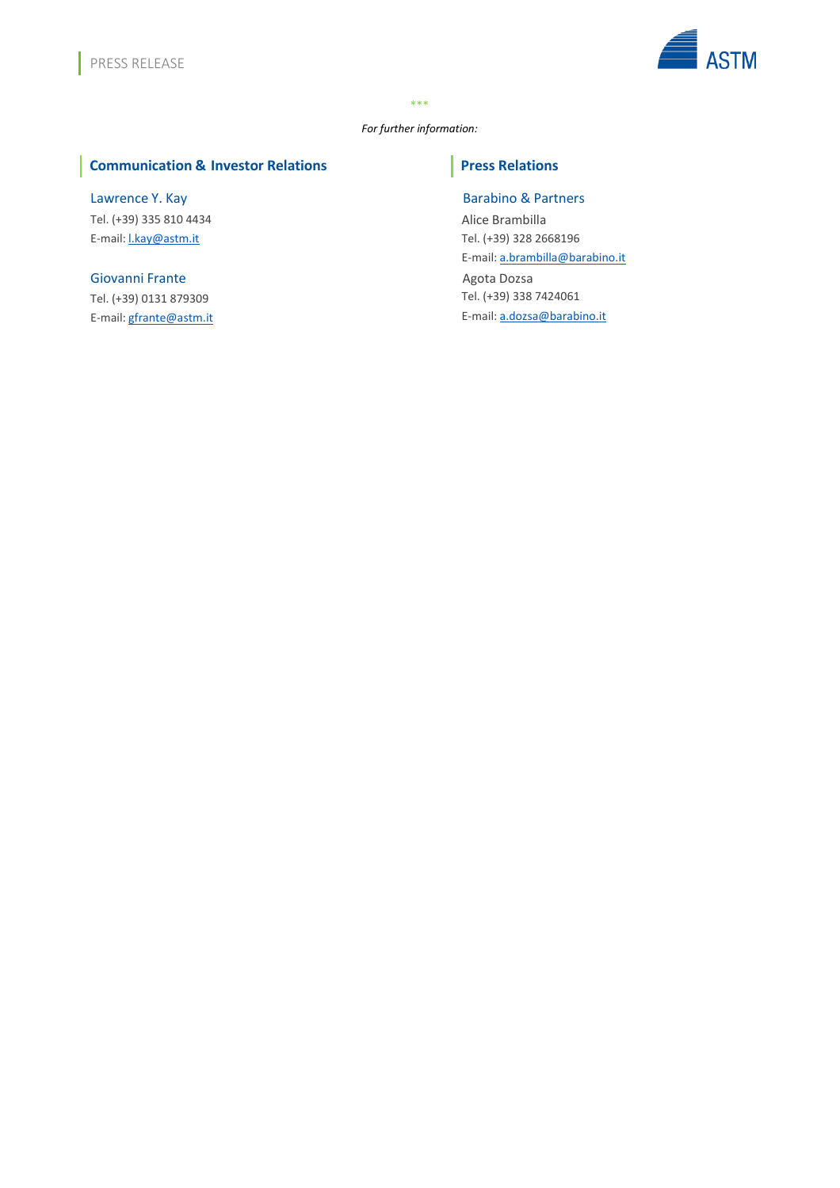\*\*\*

*For further information:*

### Communication & Investor Relations

Lawrence Y. Kay
Tel. (+39) 335 810 4434
E-mail: l.kay@astm.it

Giovanni Frante
Tel. (+39) 0131 879309
E-mail: gfrante@astm.it

### Press Relations

Barabino & Partners

Alice Brambilla
Tel. (+39) 328 2668196
E-mail: a.brambilla@barabino.it

Agota Dozsa
Tel. (+39) 338 7424061
E-mail: a.dozsa@barabino.it